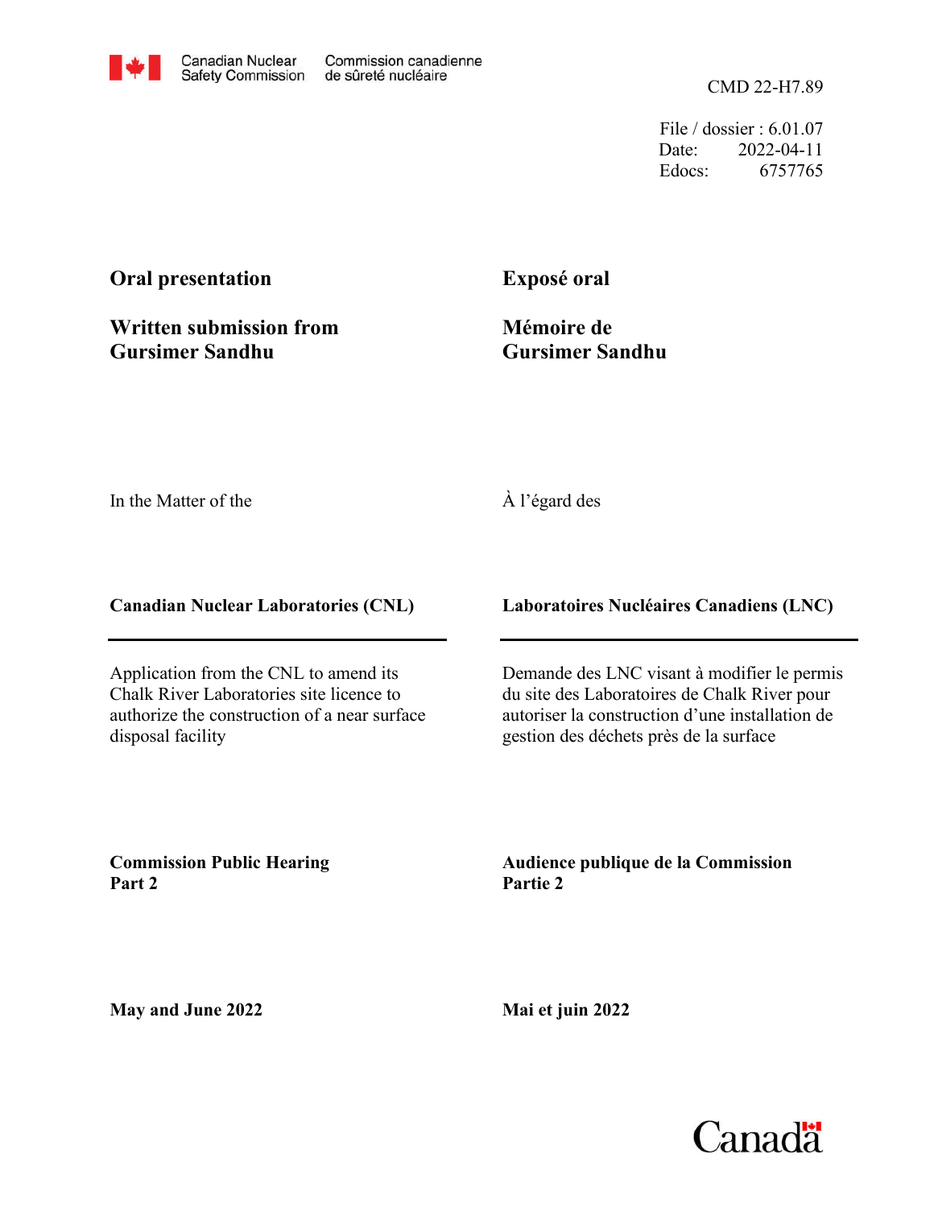Canadian Nuclear Safety Commission / Commission canadienne de sûreté nucléaire

CMD 22-H7.89

File / dossier : 6.01.07
Date: 2022-04-11
Edocs: 6757765

**Oral presentation**

**Written submission from Gursimer Sandhu**

**Exposé oral**

**Mémoire de Gursimer Sandhu**

In the Matter of the

À l'égard des

**Canadian Nuclear Laboratories (CNL)**

**Laboratoires Nucléaires Canadiens (LNC)**

Application from the CNL to amend its Chalk River Laboratories site licence to authorize the construction of a near surface disposal facility

Demande des LNC visant à modifier le permis du site des Laboratoires de Chalk River pour autoriser la construction d'une installation de gestion des déchets près de la surface

**Commission Public Hearing Part 2**

**Audience publique de la Commission Partie 2**

**May and June 2022**

**Mai et juin 2022**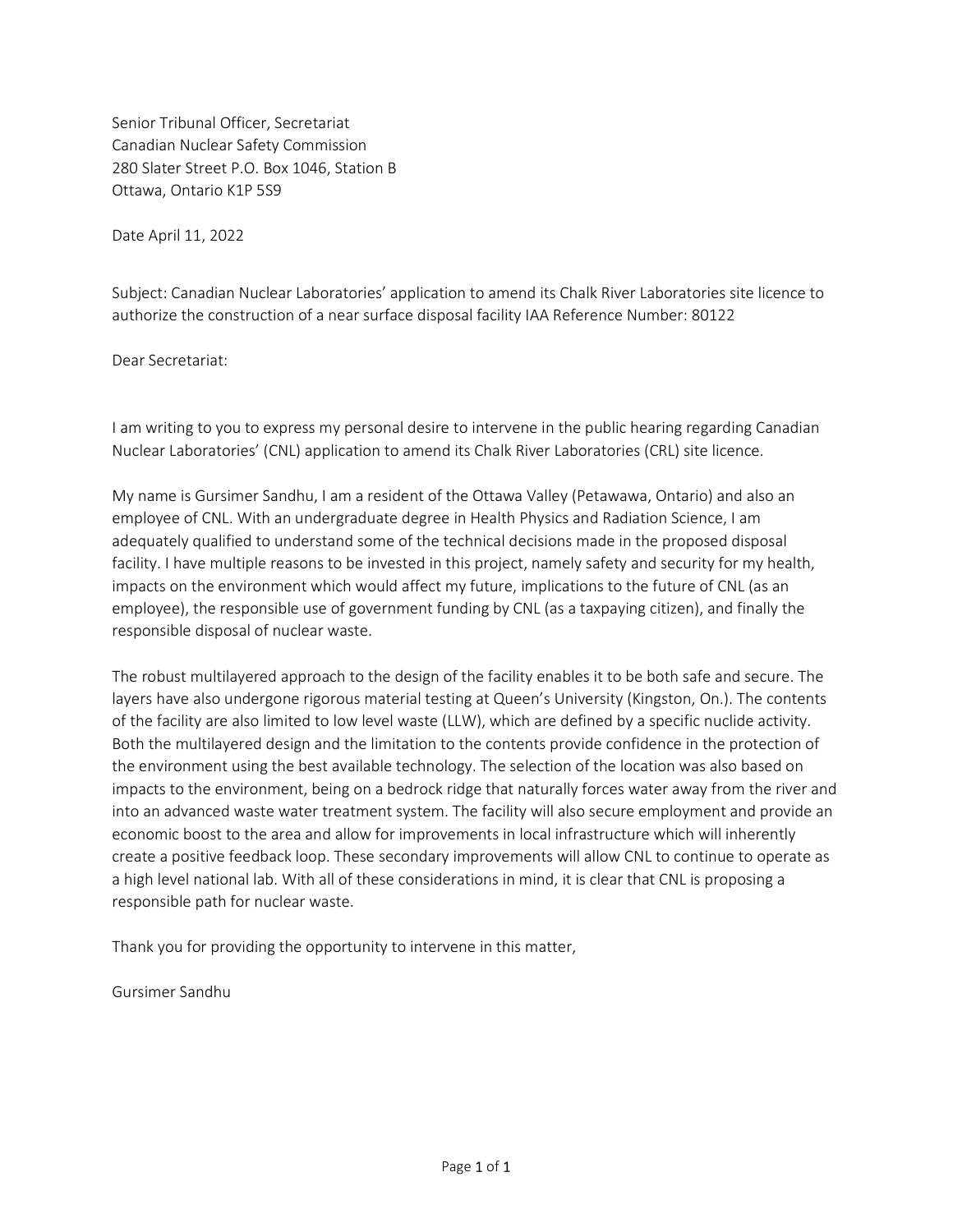Senior Tribunal Officer, Secretariat
Canadian Nuclear Safety Commission
280 Slater Street P.O. Box 1046, Station B
Ottawa, Ontario K1P 5S9

Date April 11, 2022

Subject: Canadian Nuclear Laboratories' application to amend its Chalk River Laboratories site licence to authorize the construction of a near surface disposal facility IAA Reference Number: 80122

Dear Secretariat:

I am writing to you to express my personal desire to intervene in the public hearing regarding Canadian Nuclear Laboratories' (CNL) application to amend its Chalk River Laboratories (CRL) site licence.

My name is Gursimer Sandhu, I am a resident of the Ottawa Valley (Petawawa, Ontario) and also an employee of CNL. With an undergraduate degree in Health Physics and Radiation Science, I am adequately qualified to understand some of the technical decisions made in the proposed disposal facility. I have multiple reasons to be invested in this project, namely safety and security for my health, impacts on the environment which would affect my future, implications to the future of CNL (as an employee), the responsible use of government funding by CNL (as a taxpaying citizen), and finally the responsible disposal of nuclear waste.

The robust multilayered approach to the design of the facility enables it to be both safe and secure. The layers have also undergone rigorous material testing at Queen's University (Kingston, On.). The contents of the facility are also limited to low level waste (LLW), which are defined by a specific nuclide activity. Both the multilayered design and the limitation to the contents provide confidence in the protection of the environment using the best available technology. The selection of the location was also based on impacts to the environment, being on a bedrock ridge that naturally forces water away from the river and into an advanced waste water treatment system. The facility will also secure employment and provide an economic boost to the area and allow for improvements in local infrastructure which will inherently create a positive feedback loop. These secondary improvements will allow CNL to continue to operate as a high level national lab. With all of these considerations in mind, it is clear that CNL is proposing a responsible path for nuclear waste.

Thank you for providing the opportunity to intervene in this matter,

Gursimer Sandhu